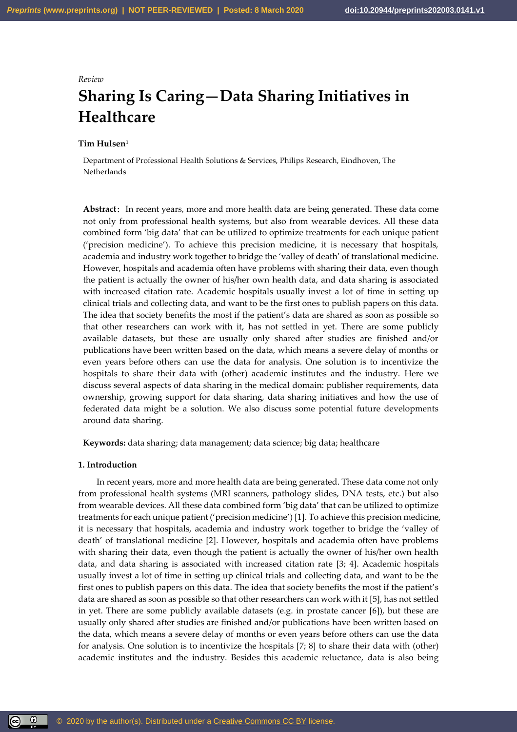*Review*

# Sharing Is Caring—Data Sharing Initiatives in Healthcare

**Tim Hulsen**[1]

Department of Professional Health Solutions & Services, Philips Research, Eindhoven, The Netherlands

**Abstract:** In recent years, more and more health data are being generated. These data come not only from professional health systems, but also from wearable devices. All these data combined form 'big data' that can be utilized to optimize treatments for each unique patient ('precision medicine'). To achieve this precision medicine, it is necessary that hospitals, academia and industry work together to bridge the 'valley of death' of translational medicine. However, hospitals and academia often have problems with sharing their data, even though the patient is actually the owner of his/her own health data, and data sharing is associated with increased citation rate. Academic hospitals usually invest a lot of time in setting up clinical trials and collecting data, and want to be the first ones to publish papers on this data. The idea that society benefits the most if the patient's data are shared as soon as possible so that other researchers can work with it, has not settled in yet. There are some publicly available datasets, but these are usually only shared after studies are finished and/or publications have been written based on the data, which means a severe delay of months or even years before others can use the data for analysis. One solution is to incentivize the hospitals to share their data with (other) academic institutes and the industry. Here we discuss several aspects of data sharing in the medical domain: publisher requirements, data ownership, growing support for data sharing, data sharing initiatives and how the use of federated data might be a solution. We also discuss some potential future developments around data sharing.

**Keywords:** data sharing; data management; data science; big data; healthcare

## 1. Introduction

In recent years, more and more health data are being generated. These data come not only from professional health systems (MRI scanners, pathology slides, DNA tests, etc.) but also from wearable devices. All these data combined form 'big data' that can be utilized to optimize treatments for each unique patient ('precision medicine') [1]. To achieve this precision medicine, it is necessary that hospitals, academia and industry work together to bridge the 'valley of death' of translational medicine [2]. However, hospitals and academia often have problems with sharing their data, even though the patient is actually the owner of his/her own health data, and data sharing is associated with increased citation rate [3; 4]. Academic hospitals usually invest a lot of time in setting up clinical trials and collecting data, and want to be the first ones to publish papers on this data. The idea that society benefits the most if the patient's data are shared as soon as possible so that other researchers can work with it [5], has not settled in yet. There are some publicly available datasets (e.g. in prostate cancer [6]), but these are usually only shared after studies are finished and/or publications have been written based on the data, which means a severe delay of months or even years before others can use the data for analysis. One solution is to incentivize the hospitals [7; 8] to share their data with (other) academic institutes and the industry. Besides this academic reluctance, data is also being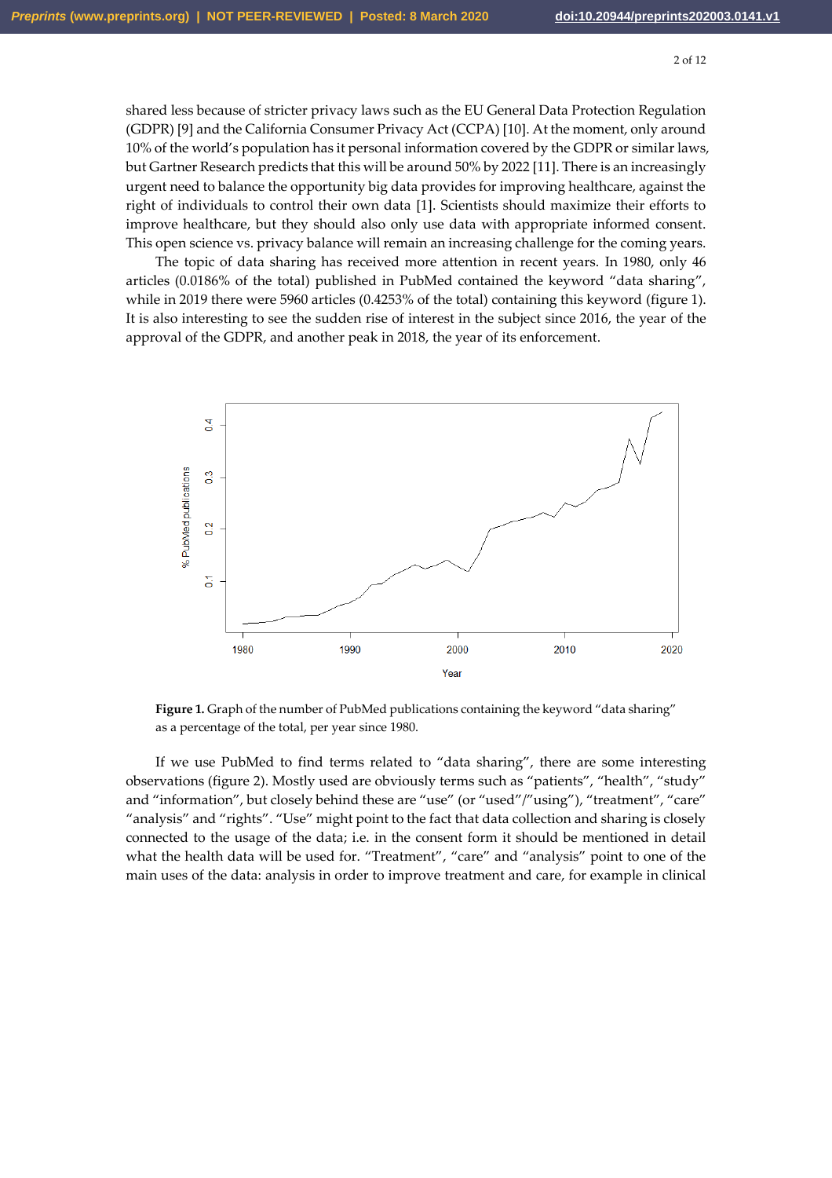shared less because of stricter privacy laws such as the EU General Data Protection Regulation (GDPR) [9] and the California Consumer Privacy Act (CCPA) [10]. At the moment, only around 10% of the world's population has it personal information covered by the GDPR or similar laws, but Gartner Research predicts that this will be around 50% by 2022 [11]. There is an increasingly urgent need to balance the opportunity big data provides for improving healthcare, against the right of individuals to control their own data [1]. Scientists should maximize their efforts to improve healthcare, but they should also only use data with appropriate informed consent. This open science vs. privacy balance will remain an increasing challenge for the coming years.

The topic of data sharing has received more attention in recent years. In 1980, only 46 articles (0.0186% of the total) published in PubMed contained the keyword "data sharing", while in 2019 there were 5960 articles (0.4253% of the total) containing this keyword (figure 1). It is also interesting to see the sudden rise of interest in the subject since 2016, the year of the approval of the GDPR, and another peak in 2018, the year of its enforcement.

**Figure 1.** Graph of the number of PubMed publications containing the keyword "data sharing" as a percentage of the total, per year since 1980.

If we use PubMed to find terms related to "data sharing", there are some interesting observations (figure 2). Mostly used are obviously terms such as "patients", "health", "study" and "information", but closely behind these are "use" (or "used"/"using"), "treatment", "care" "analysis" and "rights". "Use" might point to the fact that data collection and sharing is closely connected to the usage of the data; i.e. in the consent form it should be mentioned in detail what the health data will be used for. "Treatment", "care" and "analysis" point to one of the main uses of the data: analysis in order to improve treatment and care, for example in clinical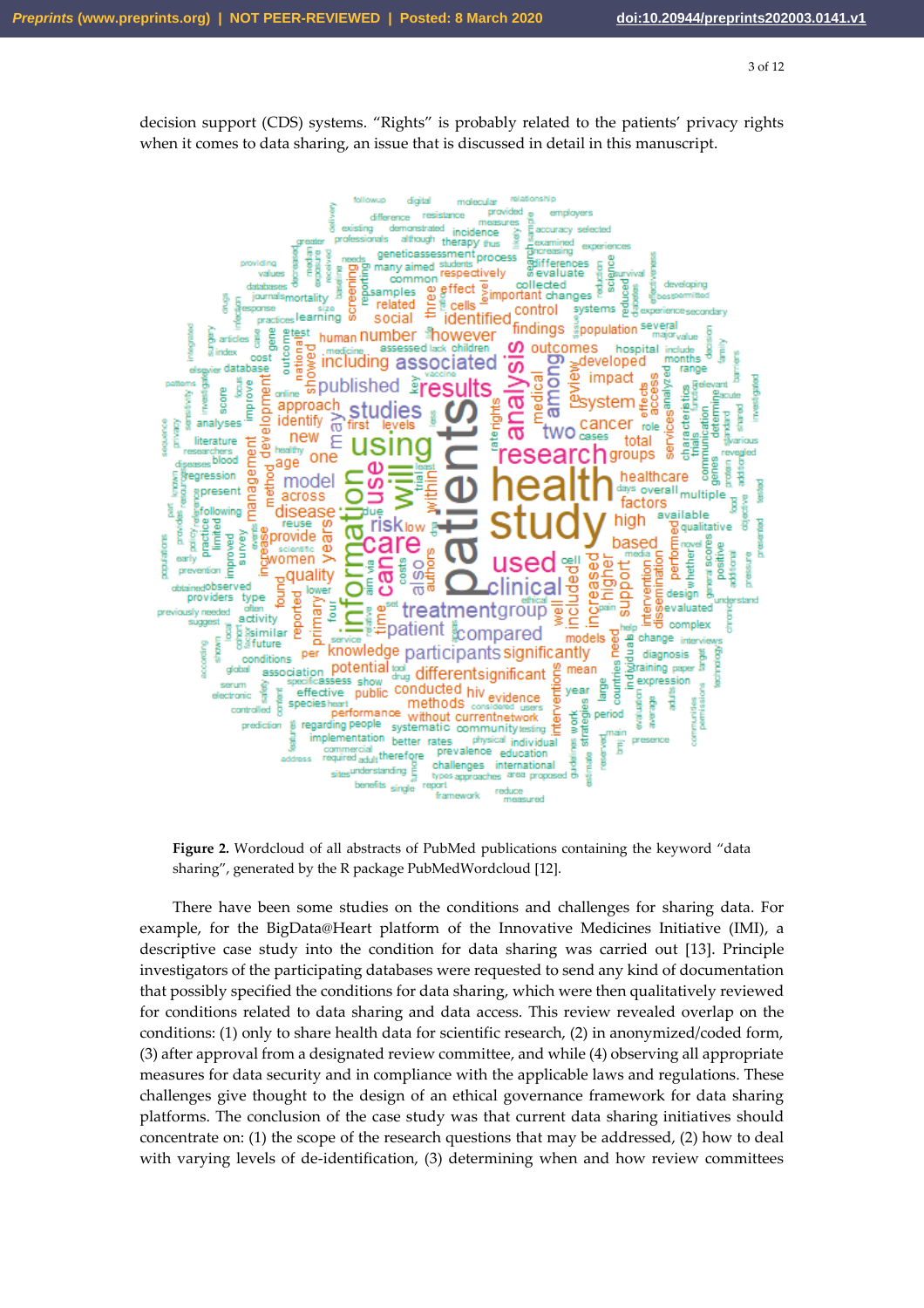decision support (CDS) systems. “Rights” is probably related to the patients’ privacy rights when it comes to data sharing, an issue that is discussed in detail in this manuscript.

**Figure 2.** Wordcloud of all abstracts of PubMed publications containing the keyword “data sharing”, generated by the R package PubMedWordcloud [12].

There have been some studies on the conditions and challenges for sharing data. For example, for the BigData@Heart platform of the Innovative Medicines Initiative (IMI), a descriptive case study into the condition for data sharing was carried out [13]. Principle investigators of the participating databases were requested to send any kind of documentation that possibly specified the conditions for data sharing, which were then qualitatively reviewed for conditions related to data sharing and data access. This review revealed overlap on the conditions: (1) only to share health data for scientific research, (2) in anonymized/coded form, (3) after approval from a designated review committee, and while (4) observing all appropriate measures for data security and in compliance with the applicable laws and regulations. These challenges give thought to the design of an ethical governance framework for data sharing platforms. The conclusion of the case study was that current data sharing initiatives should concentrate on: (1) the scope of the research questions that may be addressed, (2) how to deal with varying levels of de-identification, (3) determining when and how review committees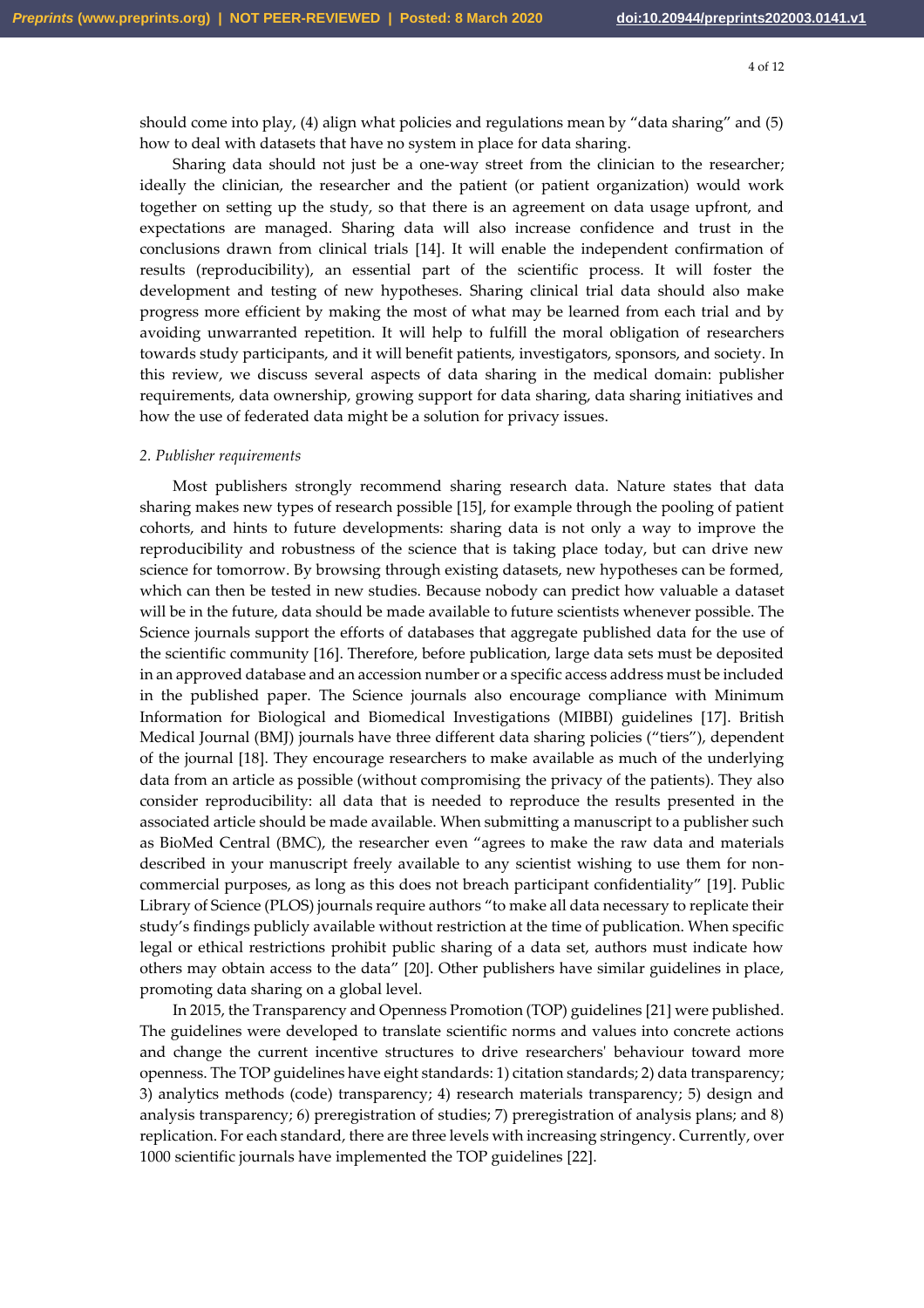should come into play, (4) align what policies and regulations mean by "data sharing" and (5) how to deal with datasets that have no system in place for data sharing.

Sharing data should not just be a one-way street from the clinician to the researcher; ideally the clinician, the researcher and the patient (or patient organization) would work together on setting up the study, so that there is an agreement on data usage upfront, and expectations are managed. Sharing data will also increase confidence and trust in the conclusions drawn from clinical trials [14]. It will enable the independent confirmation of results (reproducibility), an essential part of the scientific process. It will foster the development and testing of new hypotheses. Sharing clinical trial data should also make progress more efficient by making the most of what may be learned from each trial and by avoiding unwarranted repetition. It will help to fulfill the moral obligation of researchers towards study participants, and it will benefit patients, investigators, sponsors, and society. In this review, we discuss several aspects of data sharing in the medical domain: publisher requirements, data ownership, growing support for data sharing, data sharing initiatives and how the use of federated data might be a solution for privacy issues.

## *2. Publisher requirements*

Most publishers strongly recommend sharing research data. Nature states that data sharing makes new types of research possible [15], for example through the pooling of patient cohorts, and hints to future developments: sharing data is not only a way to improve the reproducibility and robustness of the science that is taking place today, but can drive new science for tomorrow. By browsing through existing datasets, new hypotheses can be formed, which can then be tested in new studies. Because nobody can predict how valuable a dataset will be in the future, data should be made available to future scientists whenever possible. The Science journals support the efforts of databases that aggregate published data for the use of the scientific community [16]. Therefore, before publication, large data sets must be deposited in an approved database and an accession number or a specific access address must be included in the published paper. The Science journals also encourage compliance with Minimum Information for Biological and Biomedical Investigations (MIBBI) guidelines [17]. British Medical Journal (BMJ) journals have three different data sharing policies ("tiers"), dependent of the journal [18]. They encourage researchers to make available as much of the underlying data from an article as possible (without compromising the privacy of the patients). They also consider reproducibility: all data that is needed to reproduce the results presented in the associated article should be made available. When submitting a manuscript to a publisher such as BioMed Central (BMC), the researcher even "agrees to make the raw data and materials described in your manuscript freely available to any scientist wishing to use them for non-commercial purposes, as long as this does not breach participant confidentiality" [19]. Public Library of Science (PLOS) journals require authors "to make all data necessary to replicate their study's findings publicly available without restriction at the time of publication. When specific legal or ethical restrictions prohibit public sharing of a data set, authors must indicate how others may obtain access to the data" [20]. Other publishers have similar guidelines in place, promoting data sharing on a global level.

In 2015, the Transparency and Openness Promotion (TOP) guidelines [21] were published. The guidelines were developed to translate scientific norms and values into concrete actions and change the current incentive structures to drive researchers' behaviour toward more openness. The TOP guidelines have eight standards: 1) citation standards; 2) data transparency; 3) analytics methods (code) transparency; 4) research materials transparency; 5) design and analysis transparency; 6) preregistration of studies; 7) preregistration of analysis plans; and 8) replication. For each standard, there are three levels with increasing stringency. Currently, over 1000 scientific journals have implemented the TOP guidelines [22].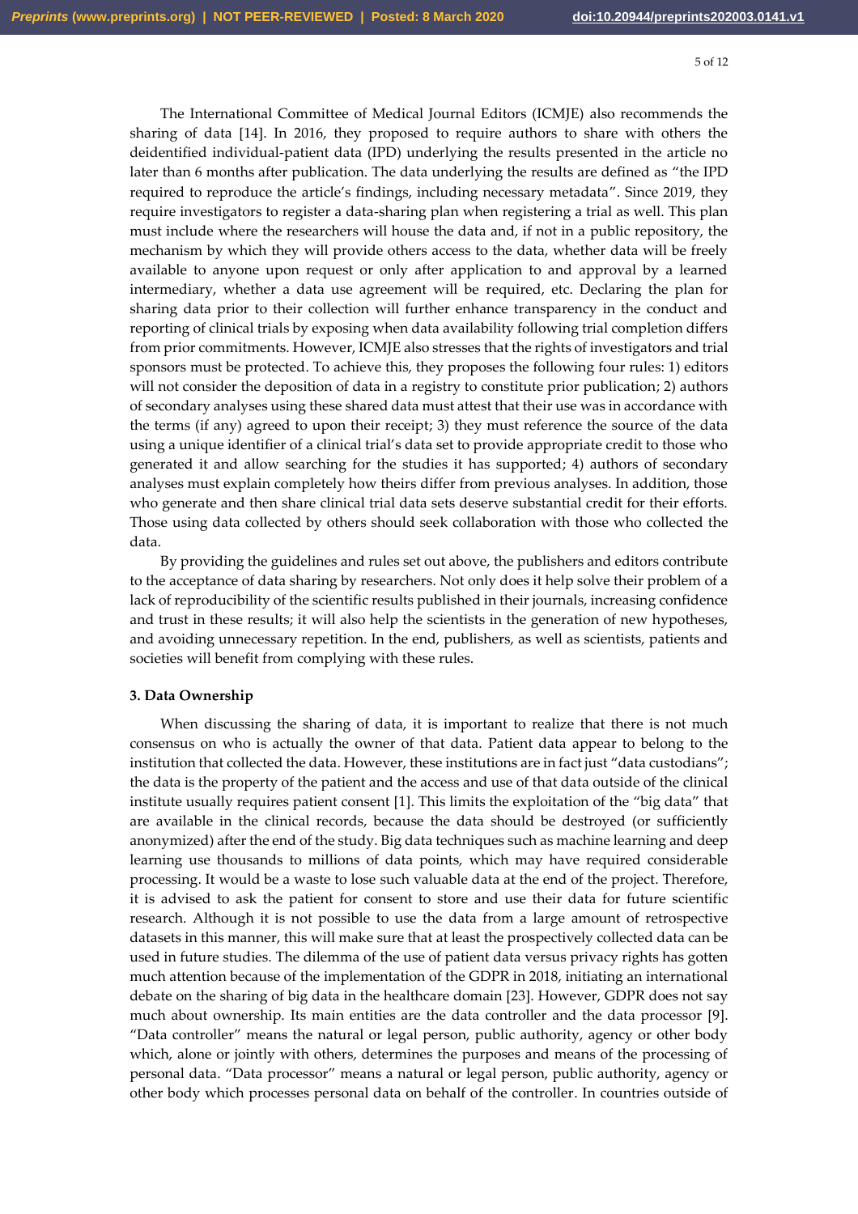The International Committee of Medical Journal Editors (ICMJE) also recommends the sharing of data [14]. In 2016, they proposed to require authors to share with others the deidentified individual-patient data (IPD) underlying the results presented in the article no later than 6 months after publication. The data underlying the results are defined as "the IPD required to reproduce the article's findings, including necessary metadata". Since 2019, they require investigators to register a data-sharing plan when registering a trial as well. This plan must include where the researchers will house the data and, if not in a public repository, the mechanism by which they will provide others access to the data, whether data will be freely available to anyone upon request or only after application to and approval by a learned intermediary, whether a data use agreement will be required, etc. Declaring the plan for sharing data prior to their collection will further enhance transparency in the conduct and reporting of clinical trials by exposing when data availability following trial completion differs from prior commitments. However, ICMJE also stresses that the rights of investigators and trial sponsors must be protected. To achieve this, they proposes the following four rules: 1) editors will not consider the deposition of data in a registry to constitute prior publication; 2) authors of secondary analyses using these shared data must attest that their use was in accordance with the terms (if any) agreed to upon their receipt; 3) they must reference the source of the data using a unique identifier of a clinical trial's data set to provide appropriate credit to those who generated it and allow searching for the studies it has supported; 4) authors of secondary analyses must explain completely how theirs differ from previous analyses. In addition, those who generate and then share clinical trial data sets deserve substantial credit for their efforts. Those using data collected by others should seek collaboration with those who collected the data.

By providing the guidelines and rules set out above, the publishers and editors contribute to the acceptance of data sharing by researchers. Not only does it help solve their problem of a lack of reproducibility of the scientific results published in their journals, increasing confidence and trust in these results; it will also help the scientists in the generation of new hypotheses, and avoiding unnecessary repetition. In the end, publishers, as well as scientists, patients and societies will benefit from complying with these rules.

## 3. Data Ownership

When discussing the sharing of data, it is important to realize that there is not much consensus on who is actually the owner of that data. Patient data appear to belong to the institution that collected the data. However, these institutions are in fact just "data custodians"; the data is the property of the patient and the access and use of that data outside of the clinical institute usually requires patient consent [1]. This limits the exploitation of the "big data" that are available in the clinical records, because the data should be destroyed (or sufficiently anonymized) after the end of the study. Big data techniques such as machine learning and deep learning use thousands to millions of data points, which may have required considerable processing. It would be a waste to lose such valuable data at the end of the project. Therefore, it is advised to ask the patient for consent to store and use their data for future scientific research. Although it is not possible to use the data from a large amount of retrospective datasets in this manner, this will make sure that at least the prospectively collected data can be used in future studies. The dilemma of the use of patient data versus privacy rights has gotten much attention because of the implementation of the GDPR in 2018, initiating an international debate on the sharing of big data in the healthcare domain [23]. However, GDPR does not say much about ownership. Its main entities are the data controller and the data processor [9]. "Data controller" means the natural or legal person, public authority, agency or other body which, alone or jointly with others, determines the purposes and means of the processing of personal data. "Data processor" means a natural or legal person, public authority, agency or other body which processes personal data on behalf of the controller. In countries outside of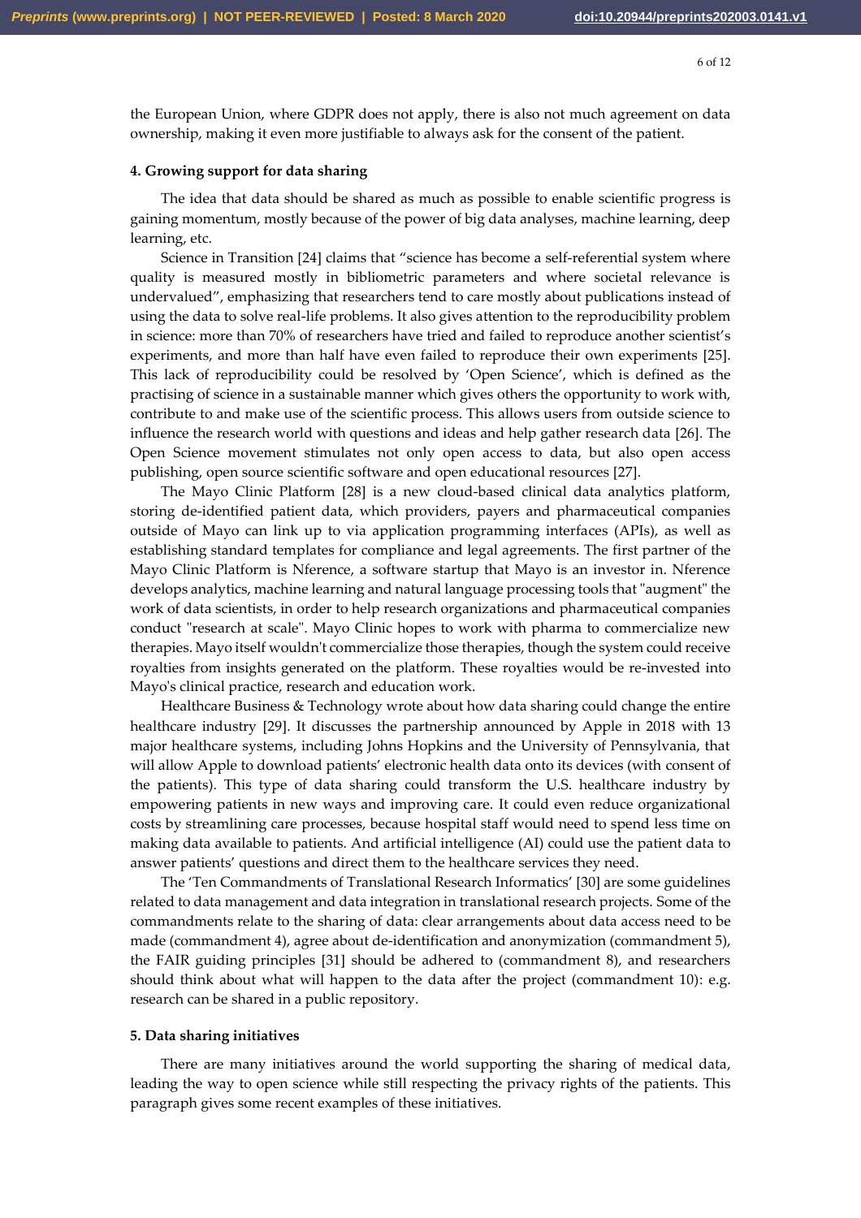the European Union, where GDPR does not apply, there is also not much agreement on data ownership, making it even more justifiable to always ask for the consent of the patient.

## 4. Growing support for data sharing

The idea that data should be shared as much as possible to enable scientific progress is gaining momentum, mostly because of the power of big data analyses, machine learning, deep learning, etc.

Science in Transition [24] claims that "science has become a self-referential system where quality is measured mostly in bibliometric parameters and where societal relevance is undervalued", emphasizing that researchers tend to care mostly about publications instead of using the data to solve real-life problems. It also gives attention to the reproducibility problem in science: more than 70% of researchers have tried and failed to reproduce another scientist's experiments, and more than half have even failed to reproduce their own experiments [25]. This lack of reproducibility could be resolved by 'Open Science', which is defined as the practising of science in a sustainable manner which gives others the opportunity to work with, contribute to and make use of the scientific process. This allows users from outside science to influence the research world with questions and ideas and help gather research data [26]. The Open Science movement stimulates not only open access to data, but also open access publishing, open source scientific software and open educational resources [27].

The Mayo Clinic Platform [28] is a new cloud-based clinical data analytics platform, storing de-identified patient data, which providers, payers and pharmaceutical companies outside of Mayo can link up to via application programming interfaces (APIs), as well as establishing standard templates for compliance and legal agreements. The first partner of the Mayo Clinic Platform is Nference, a software startup that Mayo is an investor in. Nference develops analytics, machine learning and natural language processing tools that "augment" the work of data scientists, in order to help research organizations and pharmaceutical companies conduct "research at scale". Mayo Clinic hopes to work with pharma to commercialize new therapies. Mayo itself wouldn't commercialize those therapies, though the system could receive royalties from insights generated on the platform. These royalties would be re-invested into Mayo's clinical practice, research and education work.

Healthcare Business & Technology wrote about how data sharing could change the entire healthcare industry [29]. It discusses the partnership announced by Apple in 2018 with 13 major healthcare systems, including Johns Hopkins and the University of Pennsylvania, that will allow Apple to download patients' electronic health data onto its devices (with consent of the patients). This type of data sharing could transform the U.S. healthcare industry by empowering patients in new ways and improving care. It could even reduce organizational costs by streamlining care processes, because hospital staff would need to spend less time on making data available to patients. And artificial intelligence (AI) could use the patient data to answer patients' questions and direct them to the healthcare services they need.

The 'Ten Commandments of Translational Research Informatics' [30] are some guidelines related to data management and data integration in translational research projects. Some of the commandments relate to the sharing of data: clear arrangements about data access need to be made (commandment 4), agree about de-identification and anonymization (commandment 5), the FAIR guiding principles [31] should be adhered to (commandment 8), and researchers should think about what will happen to the data after the project (commandment 10): e.g. research can be shared in a public repository.

## 5. Data sharing initiatives

There are many initiatives around the world supporting the sharing of medical data, leading the way to open science while still respecting the privacy rights of the patients. This paragraph gives some recent examples of these initiatives.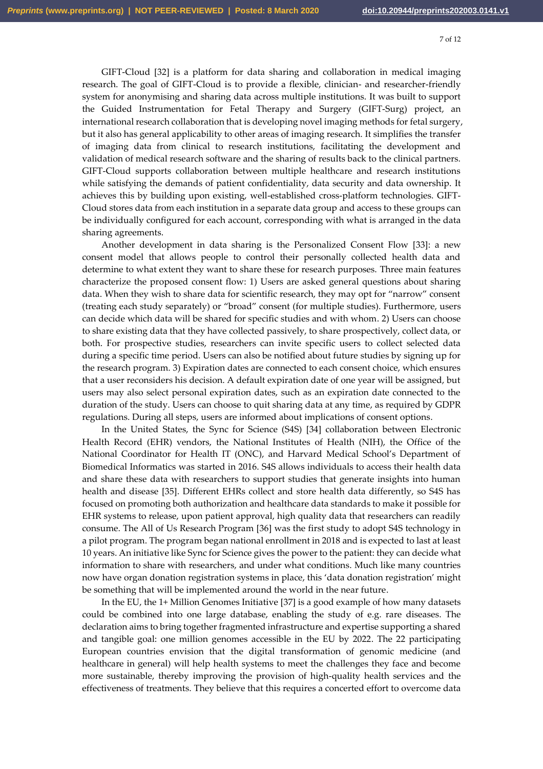GIFT-Cloud [32] is a platform for data sharing and collaboration in medical imaging research. The goal of GIFT-Cloud is to provide a flexible, clinician- and researcher-friendly system for anonymising and sharing data across multiple institutions. It was built to support the Guided Instrumentation for Fetal Therapy and Surgery (GIFT-Surg) project, an international research collaboration that is developing novel imaging methods for fetal surgery, but it also has general applicability to other areas of imaging research. It simplifies the transfer of imaging data from clinical to research institutions, facilitating the development and validation of medical research software and the sharing of results back to the clinical partners. GIFT-Cloud supports collaboration between multiple healthcare and research institutions while satisfying the demands of patient confidentiality, data security and data ownership. It achieves this by building upon existing, well-established cross-platform technologies. GIFT-Cloud stores data from each institution in a separate data group and access to these groups can be individually configured for each account, corresponding with what is arranged in the data sharing agreements.

Another development in data sharing is the Personalized Consent Flow [33]: a new consent model that allows people to control their personally collected health data and determine to what extent they want to share these for research purposes. Three main features characterize the proposed consent flow: 1) Users are asked general questions about sharing data. When they wish to share data for scientific research, they may opt for “narrow” consent (treating each study separately) or “broad” consent (for multiple studies). Furthermore, users can decide which data will be shared for specific studies and with whom. 2) Users can choose to share existing data that they have collected passively, to share prospectively, collect data, or both. For prospective studies, researchers can invite specific users to collect selected data during a specific time period. Users can also be notified about future studies by signing up for the research program. 3) Expiration dates are connected to each consent choice, which ensures that a user reconsiders his decision. A default expiration date of one year will be assigned, but users may also select personal expiration dates, such as an expiration date connected to the duration of the study. Users can choose to quit sharing data at any time, as required by GDPR regulations. During all steps, users are informed about implications of consent options.

In the United States, the Sync for Science (S4S) [34] collaboration between Electronic Health Record (EHR) vendors, the National Institutes of Health (NIH), the Office of the National Coordinator for Health IT (ONC), and Harvard Medical School’s Department of Biomedical Informatics was started in 2016. S4S allows individuals to access their health data and share these data with researchers to support studies that generate insights into human health and disease [35]. Different EHRs collect and store health data differently, so S4S has focused on promoting both authorization and healthcare data standards to make it possible for EHR systems to release, upon patient approval, high quality data that researchers can readily consume. The All of Us Research Program [36] was the first study to adopt S4S technology in a pilot program. The program began national enrollment in 2018 and is expected to last at least 10 years. An initiative like Sync for Science gives the power to the patient: they can decide what information to share with researchers, and under what conditions. Much like many countries now have organ donation registration systems in place, this ‘data donation registration’ might be something that will be implemented around the world in the near future.

In the EU, the 1+ Million Genomes Initiative [37] is a good example of how many datasets could be combined into one large database, enabling the study of e.g. rare diseases. The declaration aims to bring together fragmented infrastructure and expertise supporting a shared and tangible goal: one million genomes accessible in the EU by 2022. The 22 participating European countries envision that the digital transformation of genomic medicine (and healthcare in general) will help health systems to meet the challenges they face and become more sustainable, thereby improving the provision of high-quality health services and the effectiveness of treatments. They believe that this requires a concerted effort to overcome data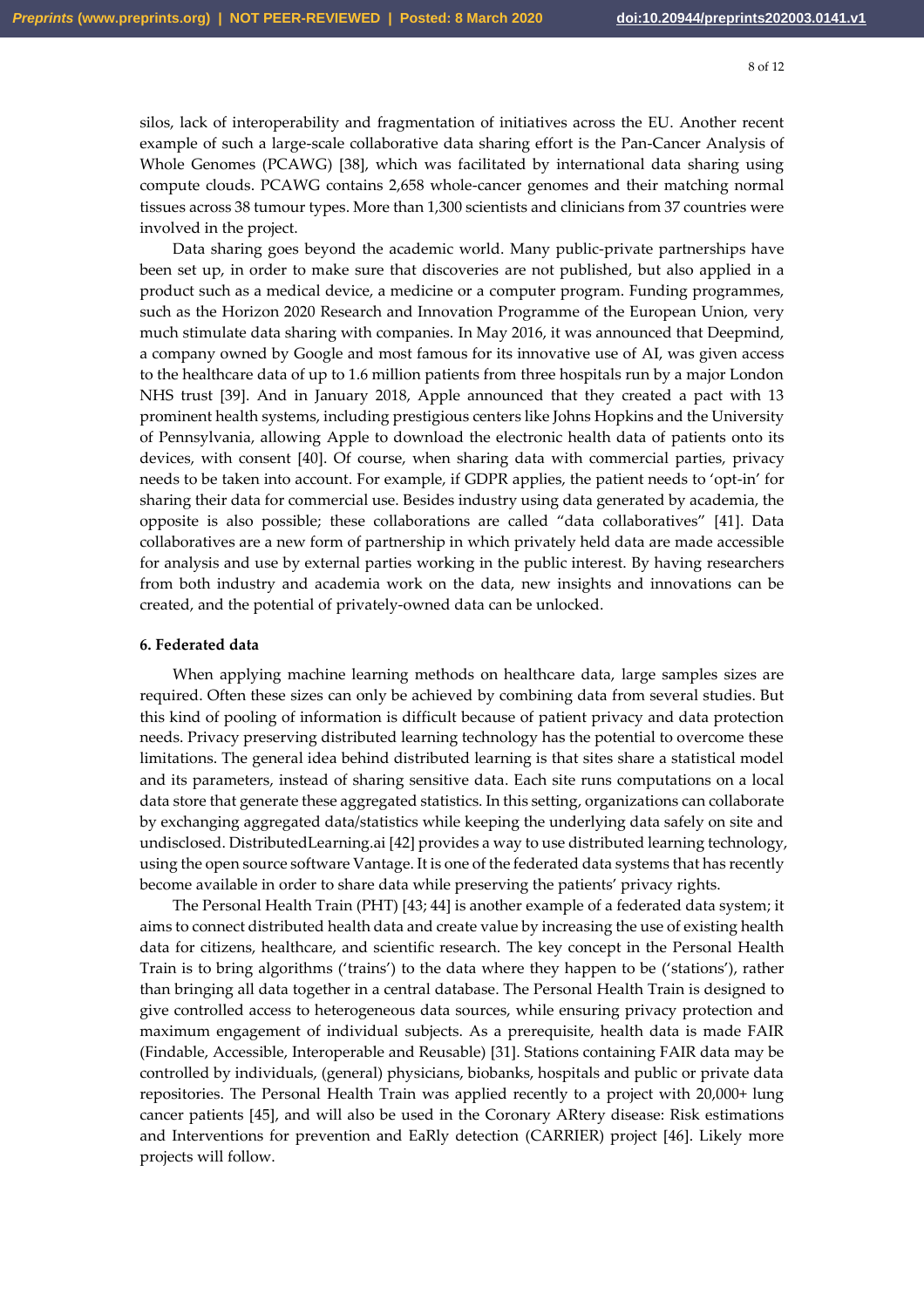silos, lack of interoperability and fragmentation of initiatives across the EU. Another recent example of such a large-scale collaborative data sharing effort is the Pan-Cancer Analysis of Whole Genomes (PCAWG) [38], which was facilitated by international data sharing using compute clouds. PCAWG contains 2,658 whole-cancer genomes and their matching normal tissues across 38 tumour types. More than 1,300 scientists and clinicians from 37 countries were involved in the project.

Data sharing goes beyond the academic world. Many public-private partnerships have been set up, in order to make sure that discoveries are not published, but also applied in a product such as a medical device, a medicine or a computer program. Funding programmes, such as the Horizon 2020 Research and Innovation Programme of the European Union, very much stimulate data sharing with companies. In May 2016, it was announced that Deepmind, a company owned by Google and most famous for its innovative use of AI, was given access to the healthcare data of up to 1.6 million patients from three hospitals run by a major London NHS trust [39]. And in January 2018, Apple announced that they created a pact with 13 prominent health systems, including prestigious centers like Johns Hopkins and the University of Pennsylvania, allowing Apple to download the electronic health data of patients onto its devices, with consent [40]. Of course, when sharing data with commercial parties, privacy needs to be taken into account. For example, if GDPR applies, the patient needs to 'opt-in' for sharing their data for commercial use. Besides industry using data generated by academia, the opposite is also possible; these collaborations are called "data collaboratives" [41]. Data collaboratives are a new form of partnership in which privately held data are made accessible for analysis and use by external parties working in the public interest. By having researchers from both industry and academia work on the data, new insights and innovations can be created, and the potential of privately-owned data can be unlocked.

## 6. Federated data

When applying machine learning methods on healthcare data, large samples sizes are required. Often these sizes can only be achieved by combining data from several studies. But this kind of pooling of information is difficult because of patient privacy and data protection needs. Privacy preserving distributed learning technology has the potential to overcome these limitations. The general idea behind distributed learning is that sites share a statistical model and its parameters, instead of sharing sensitive data. Each site runs computations on a local data store that generate these aggregated statistics. In this setting, organizations can collaborate by exchanging aggregated data/statistics while keeping the underlying data safely on site and undisclosed. DistributedLearning.ai [42] provides a way to use distributed learning technology, using the open source software Vantage. It is one of the federated data systems that has recently become available in order to share data while preserving the patients' privacy rights.

The Personal Health Train (PHT) [43; 44] is another example of a federated data system; it aims to connect distributed health data and create value by increasing the use of existing health data for citizens, healthcare, and scientific research. The key concept in the Personal Health Train is to bring algorithms ('trains') to the data where they happen to be ('stations'), rather than bringing all data together in a central database. The Personal Health Train is designed to give controlled access to heterogeneous data sources, while ensuring privacy protection and maximum engagement of individual subjects. As a prerequisite, health data is made FAIR (Findable, Accessible, Interoperable and Reusable) [31]. Stations containing FAIR data may be controlled by individuals, (general) physicians, biobanks, hospitals and public or private data repositories. The Personal Health Train was applied recently to a project with 20,000+ lung cancer patients [45], and will also be used in the Coronary ARtery disease: Risk estimations and Interventions for prevention and EaRly detection (CARRIER) project [46]. Likely more projects will follow.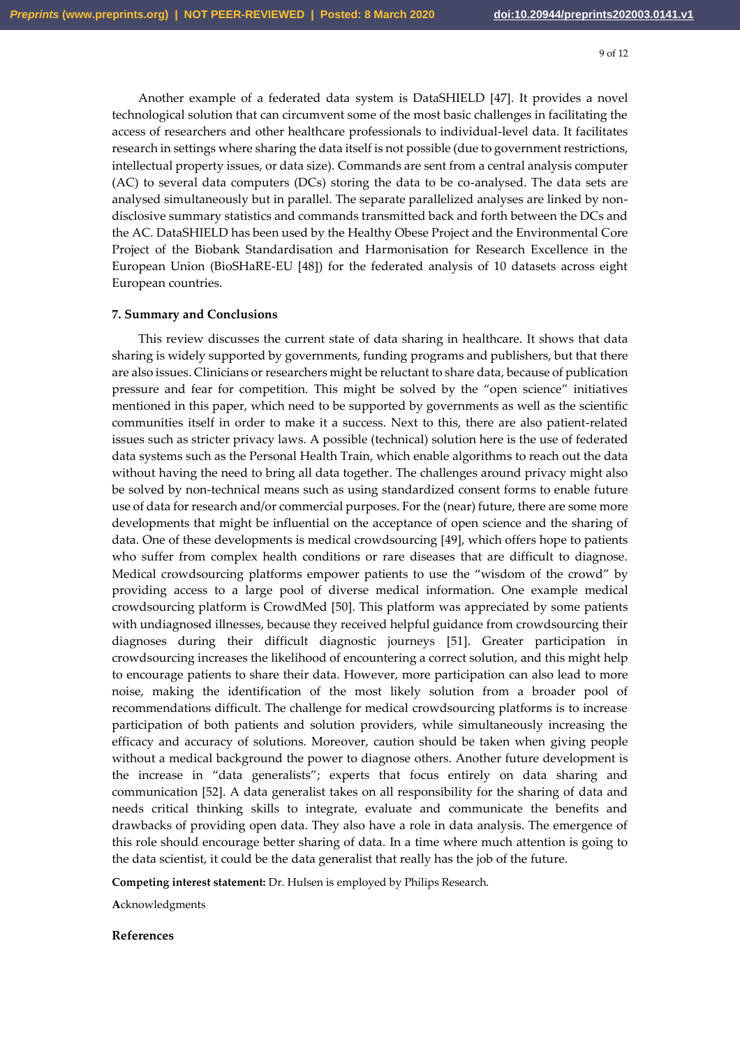Another example of a federated data system is DataSHIELD [47]. It provides a novel technological solution that can circumvent some of the most basic challenges in facilitating the access of researchers and other healthcare professionals to individual-level data. It facilitates research in settings where sharing the data itself is not possible (due to government restrictions, intellectual property issues, or data size). Commands are sent from a central analysis computer (AC) to several data computers (DCs) storing the data to be co-analysed. The data sets are analysed simultaneously but in parallel. The separate parallelized analyses are linked by non-disclosive summary statistics and commands transmitted back and forth between the DCs and the AC. DataSHIELD has been used by the Healthy Obese Project and the Environmental Core Project of the Biobank Standardisation and Harmonisation for Research Excellence in the European Union (BioSHaRE-EU [48]) for the federated analysis of 10 datasets across eight European countries.

## 7. Summary and Conclusions

This review discusses the current state of data sharing in healthcare. It shows that data sharing is widely supported by governments, funding programs and publishers, but that there are also issues. Clinicians or researchers might be reluctant to share data, because of publication pressure and fear for competition. This might be solved by the "open science" initiatives mentioned in this paper, which need to be supported by governments as well as the scientific communities itself in order to make it a success. Next to this, there are also patient-related issues such as stricter privacy laws. A possible (technical) solution here is the use of federated data systems such as the Personal Health Train, which enable algorithms to reach out the data without having the need to bring all data together. The challenges around privacy might also be solved by non-technical means such as using standardized consent forms to enable future use of data for research and/or commercial purposes. For the (near) future, there are some more developments that might be influential on the acceptance of open science and the sharing of data. One of these developments is medical crowdsourcing [49], which offers hope to patients who suffer from complex health conditions or rare diseases that are difficult to diagnose. Medical crowdsourcing platforms empower patients to use the "wisdom of the crowd" by providing access to a large pool of diverse medical information. One example medical crowdsourcing platform is CrowdMed [50]. This platform was appreciated by some patients with undiagnosed illnesses, because they received helpful guidance from crowdsourcing their diagnoses during their difficult diagnostic journeys [51]. Greater participation in crowdsourcing increases the likelihood of encountering a correct solution, and this might help to encourage patients to share their data. However, more participation can also lead to more noise, making the identification of the most likely solution from a broader pool of recommendations difficult. The challenge for medical crowdsourcing platforms is to increase participation of both patients and solution providers, while simultaneously increasing the efficacy and accuracy of solutions. Moreover, caution should be taken when giving people without a medical background the power to diagnose others. Another future development is the increase in "data generalists"; experts that focus entirely on data sharing and communication [52]. A data generalist takes on all responsibility for the sharing of data and needs critical thinking skills to integrate, evaluate and communicate the benefits and drawbacks of providing open data. They also have a role in data analysis. The emergence of this role should encourage better sharing of data. In a time where much attention is going to the data scientist, it could be the data generalist that really has the job of the future.

**Competing interest statement:** Dr. Hulsen is employed by Philips Research.

**A**cknowledgments

## References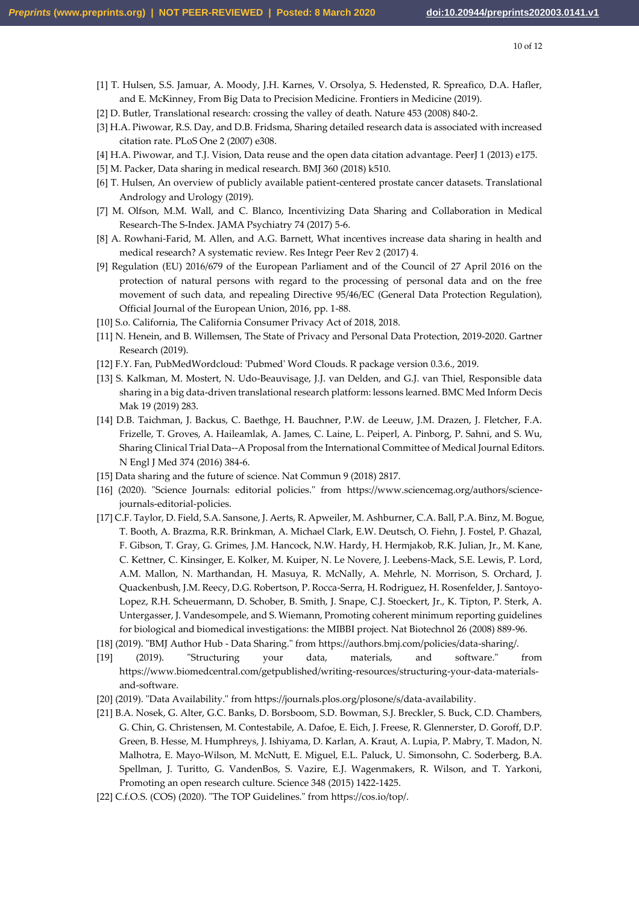[1] T. Hulsen, S.S. Jamuar, A. Moody, J.H. Karnes, V. Orsolya, S. Hedensted, R. Spreafico, D.A. Hafler, and E. McKinney, From Big Data to Precision Medicine. Frontiers in Medicine (2019).

[2] D. Butler, Translational research: crossing the valley of death. Nature 453 (2008) 840-2.

[3] H.A. Piwowar, R.S. Day, and D.B. Fridsma, Sharing detailed research data is associated with increased citation rate. PLoS One 2 (2007) e308.

[4] H.A. Piwowar, and T.J. Vision, Data reuse and the open data citation advantage. PeerJ 1 (2013) e175.

[5] M. Packer, Data sharing in medical research. BMJ 360 (2018) k510.

[6] T. Hulsen, An overview of publicly available patient-centered prostate cancer datasets. Translational Andrology and Urology (2019).

[7] M. Olfson, M.M. Wall, and C. Blanco, Incentivizing Data Sharing and Collaboration in Medical Research-The S-Index. JAMA Psychiatry 74 (2017) 5-6.

[8] A. Rowhani-Farid, M. Allen, and A.G. Barnett, What incentives increase data sharing in health and medical research? A systematic review. Res Integr Peer Rev 2 (2017) 4.

[9] Regulation (EU) 2016/679 of the European Parliament and of the Council of 27 April 2016 on the protection of natural persons with regard to the processing of personal data and on the free movement of such data, and repealing Directive 95/46/EC (General Data Protection Regulation), Official Journal of the European Union, 2016, pp. 1-88.

[10] S.o. California, The California Consumer Privacy Act of 2018, 2018.

[11] N. Henein, and B. Willemsen, The State of Privacy and Personal Data Protection, 2019-2020. Gartner Research (2019).

[12] F.Y. Fan, PubMedWordcloud: 'Pubmed' Word Clouds. R package version 0.3.6., 2019.

[13] S. Kalkman, M. Mostert, N. Udo-Beauvisage, J.J. van Delden, and G.J. van Thiel, Responsible data sharing in a big data-driven translational research platform: lessons learned. BMC Med Inform Decis Mak 19 (2019) 283.

[14] D.B. Taichman, J. Backus, C. Baethge, H. Bauchner, P.W. de Leeuw, J.M. Drazen, J. Fletcher, F.A. Frizelle, T. Groves, A. Haileamlak, A. James, C. Laine, L. Peiperl, A. Pinborg, P. Sahni, and S. Wu, Sharing Clinical Trial Data--A Proposal from the International Committee of Medical Journal Editors. N Engl J Med 374 (2016) 384-6.

[15] Data sharing and the future of science. Nat Commun 9 (2018) 2817.

[16] (2020). "Science Journals: editorial policies." from https://www.sciencemag.org/authors/science-journals-editorial-policies.

[17] C.F. Taylor, D. Field, S.A. Sansone, J. Aerts, R. Apweiler, M. Ashburner, C.A. Ball, P.A. Binz, M. Bogue, T. Booth, A. Brazma, R.R. Brinkman, A. Michael Clark, E.W. Deutsch, O. Fiehn, J. Fostel, P. Ghazal, F. Gibson, T. Gray, G. Grimes, J.M. Hancock, N.W. Hardy, H. Hermjakob, R.K. Julian, Jr., M. Kane, C. Kettner, C. Kinsinger, E. Kolker, M. Kuiper, N. Le Novere, J. Leebens-Mack, S.E. Lewis, P. Lord, A.M. Mallon, N. Marthandan, H. Masuya, R. McNally, A. Mehrle, N. Morrison, S. Orchard, J. Quackenbush, J.M. Reecy, D.G. Robertson, P. Rocca-Serra, H. Rodriguez, H. Rosenfelder, J. Santoyo-Lopez, R.H. Scheuermann, D. Schober, B. Smith, J. Snape, C.J. Stoeckert, Jr., K. Tipton, P. Sterk, A. Untergasser, J. Vandesompele, and S. Wiemann, Promoting coherent minimum reporting guidelines for biological and biomedical investigations: the MIBBI project. Nat Biotechnol 26 (2008) 889-96.

[18] (2019). "BMJ Author Hub - Data Sharing." from https://authors.bmj.com/policies/data-sharing/.

[19] (2019). "Structuring your data, materials, and software." from https://www.biomedcentral.com/getpublished/writing-resources/structuring-your-data-materials-and-software.

[20] (2019). "Data Availability." from https://journals.plos.org/plosone/s/data-availability.

[21] B.A. Nosek, G. Alter, G.C. Banks, D. Borsboom, S.D. Bowman, S.J. Breckler, S. Buck, C.D. Chambers, G. Chin, G. Christensen, M. Contestabile, A. Dafoe, E. Eich, J. Freese, R. Glennerster, D. Goroff, D.P. Green, B. Hesse, M. Humphreys, J. Ishiyama, D. Karlan, A. Kraut, A. Lupia, P. Mabry, T. Madon, N. Malhotra, E. Mayo-Wilson, M. McNutt, E. Miguel, E.L. Paluck, U. Simonsohn, C. Soderberg, B.A. Spellman, J. Turitto, G. VandenBos, S. Vazire, E.J. Wagenmakers, R. Wilson, and T. Yarkoni, Promoting an open research culture. Science 348 (2015) 1422-1425.

[22] C.f.O.S. (COS) (2020). "The TOP Guidelines." from https://cos.io/top/.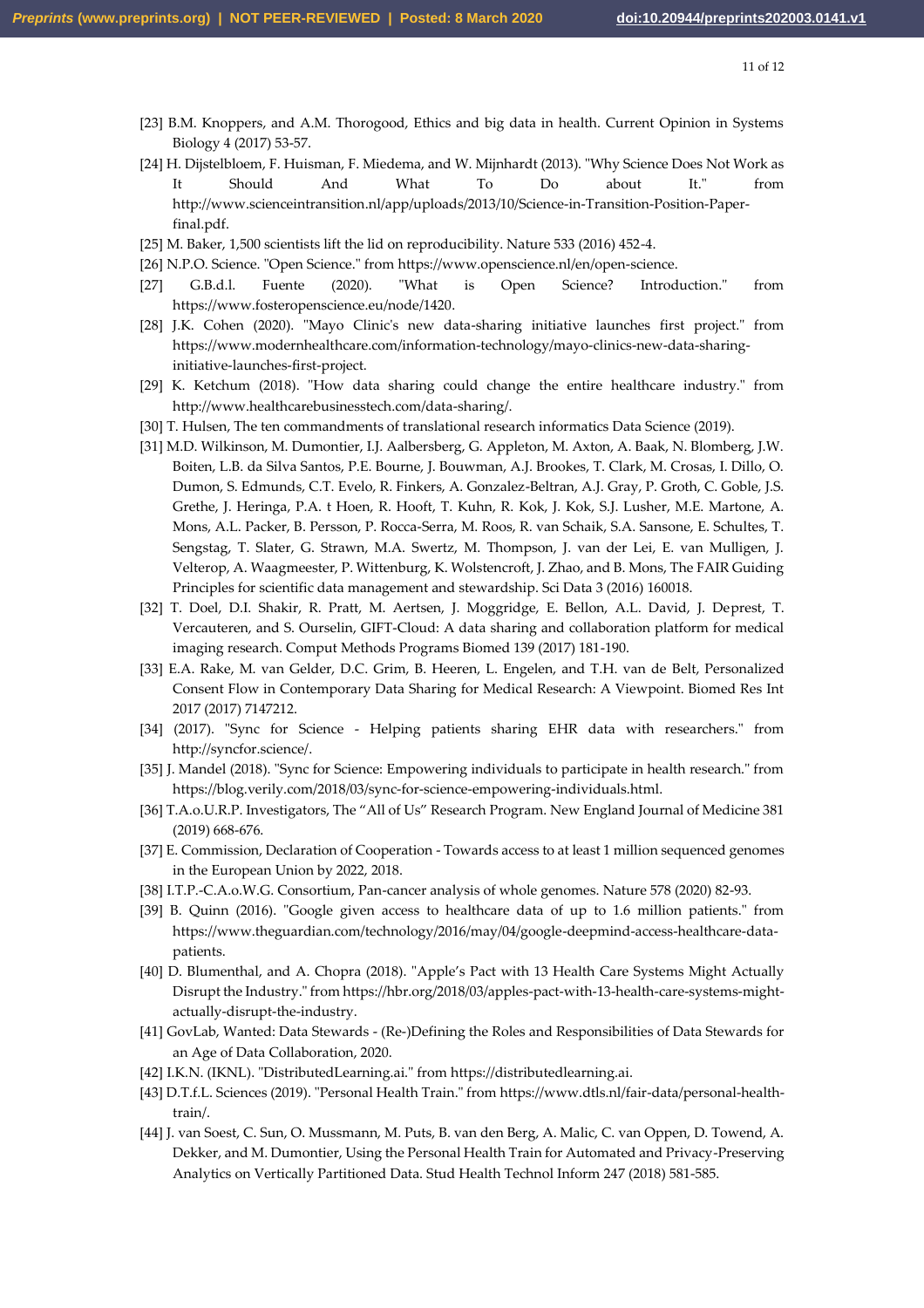[23] B.M. Knoppers, and A.M. Thorogood, Ethics and big data in health. Current Opinion in Systems Biology 4 (2017) 53-57.

[24] H. Dijstelbloem, F. Huisman, F. Miedema, and W. Mijnhardt (2013). "Why Science Does Not Work as It Should And What To Do about It." from http://www.scienceintransition.nl/app/uploads/2013/10/Science-in-Transition-Position-Paper-final.pdf.

[25] M. Baker, 1,500 scientists lift the lid on reproducibility. Nature 533 (2016) 452-4.

[26] N.P.O. Science. "Open Science." from https://www.openscience.nl/en/open-science.

[27] G.B.d.l. Fuente (2020). "What is Open Science? Introduction." from https://www.fosteropenscience.eu/node/1420.

[28] J.K. Cohen (2020). "Mayo Clinic's new data-sharing initiative launches first project." from https://www.modernhealthcare.com/information-technology/mayo-clinics-new-data-sharing-initiative-launches-first-project.

[29] K. Ketchum (2018). "How data sharing could change the entire healthcare industry." from http://www.healthcarebusinesstech.com/data-sharing/.

[30] T. Hulsen, The ten commandments of translational research informatics Data Science (2019).

[31] M.D. Wilkinson, M. Dumontier, I.J. Aalbersberg, G. Appleton, M. Axton, A. Baak, N. Blomberg, J.W. Boiten, L.B. da Silva Santos, P.E. Bourne, J. Bouwman, A.J. Brookes, T. Clark, M. Crosas, I. Dillo, O. Dumon, S. Edmunds, C.T. Evelo, R. Finkers, A. Gonzalez-Beltran, A.J. Gray, P. Groth, C. Goble, J.S. Grethe, J. Heringa, P.A. t Hoen, R. Hooft, T. Kuhn, R. Kok, J. Kok, S.J. Lusher, M.E. Martone, A. Mons, A.L. Packer, B. Persson, P. Rocca-Serra, M. Roos, R. van Schaik, S.A. Sansone, E. Schultes, T. Sengstag, T. Slater, G. Strawn, M.A. Swertz, M. Thompson, J. van der Lei, E. van Mulligen, J. Velterop, A. Waagmeester, P. Wittenburg, K. Wolstencroft, J. Zhao, and B. Mons, The FAIR Guiding Principles for scientific data management and stewardship. Sci Data 3 (2016) 160018.

[32] T. Doel, D.I. Shakir, R. Pratt, M. Aertsen, J. Moggridge, E. Bellon, A.L. David, J. Deprest, T. Vercauteren, and S. Ourselin, GIFT-Cloud: A data sharing and collaboration platform for medical imaging research. Comput Methods Programs Biomed 139 (2017) 181-190.

[33] E.A. Rake, M. van Gelder, D.C. Grim, B. Heeren, L. Engelen, and T.H. van de Belt, Personalized Consent Flow in Contemporary Data Sharing for Medical Research: A Viewpoint. Biomed Res Int 2017 (2017) 7147212.

[34] (2017). "Sync for Science - Helping patients sharing EHR data with researchers." from http://syncfor.science/.

[35] J. Mandel (2018). "Sync for Science: Empowering individuals to participate in health research." from https://blog.verily.com/2018/03/sync-for-science-empowering-individuals.html.

[36] T.A.o.U.R.P. Investigators, The "All of Us" Research Program. New England Journal of Medicine 381 (2019) 668-676.

[37] E. Commission, Declaration of Cooperation - Towards access to at least 1 million sequenced genomes in the European Union by 2022, 2018.

[38] I.T.P.-C.A.o.W.G. Consortium, Pan-cancer analysis of whole genomes. Nature 578 (2020) 82-93.

[39] B. Quinn (2016). "Google given access to healthcare data of up to 1.6 million patients." from https://www.theguardian.com/technology/2016/may/04/google-deepmind-access-healthcare-data-patients.

[40] D. Blumenthal, and A. Chopra (2018). "Apple's Pact with 13 Health Care Systems Might Actually Disrupt the Industry." from https://hbr.org/2018/03/apples-pact-with-13-health-care-systems-might-actually-disrupt-the-industry.

[41] GovLab, Wanted: Data Stewards - (Re-)Defining the Roles and Responsibilities of Data Stewards for an Age of Data Collaboration, 2020.

[42] I.K.N. (IKNL). "DistributedLearning.ai." from https://distributedlearning.ai.

[43] D.T.f.L. Sciences (2019). "Personal Health Train." from https://www.dtls.nl/fair-data/personal-health-train/.

[44] J. van Soest, C. Sun, O. Mussmann, M. Puts, B. van den Berg, A. Malic, C. van Oppen, D. Towend, A. Dekker, and M. Dumontier, Using the Personal Health Train for Automated and Privacy-Preserving Analytics on Vertically Partitioned Data. Stud Health Technol Inform 247 (2018) 581-585.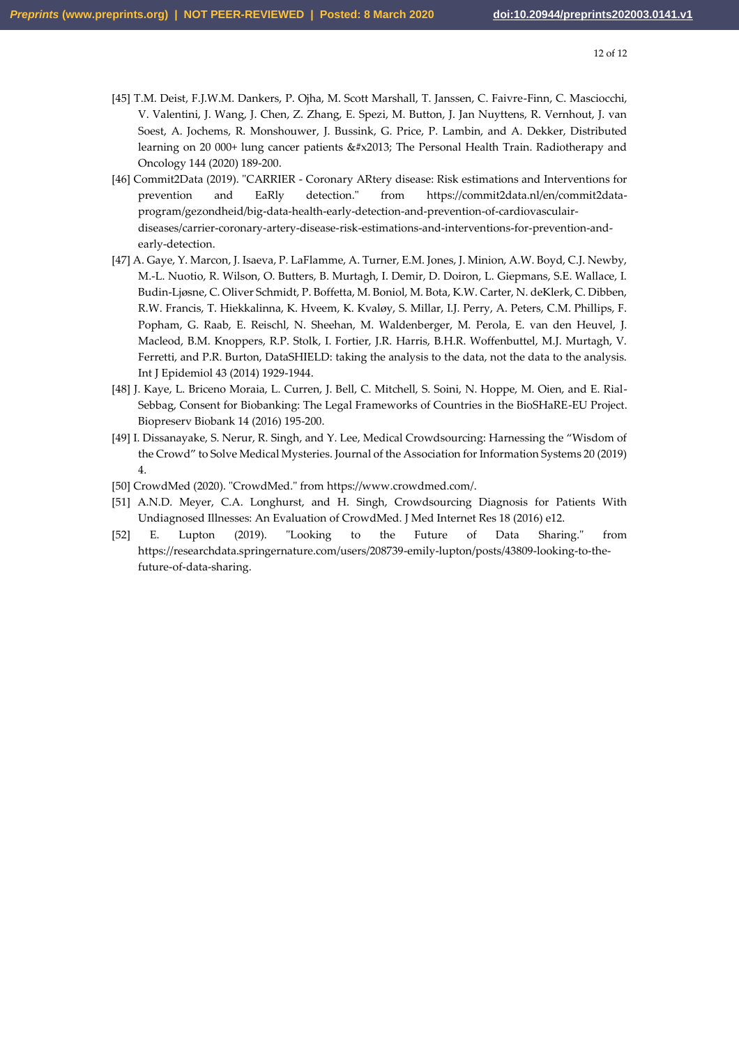[45] T.M. Deist, F.J.W.M. Dankers, P. Ojha, M. Scott Marshall, T. Janssen, C. Faivre-Finn, C. Masciocchi, V. Valentini, J. Wang, J. Chen, Z. Zhang, E. Spezi, M. Button, J. Jan Nuyttens, R. Vernhout, J. van Soest, A. Jochems, R. Monshouwer, J. Bussink, G. Price, P. Lambin, and A. Dekker, Distributed learning on 20 000+ lung cancer patients &#x2013; The Personal Health Train. Radiotherapy and Oncology 144 (2020) 189-200.

[46] Commit2Data (2019). "CARRIER - Coronary ARtery disease: Risk estimations and Interventions for prevention and EaRly detection." from https://commit2data.nl/en/commit2data-program/gezondheid/big-data-health-early-detection-and-prevention-of-cardiovasculair-diseases/carrier-coronary-artery-disease-risk-estimations-and-interventions-for-prevention-and-early-detection.

[47] A. Gaye, Y. Marcon, J. Isaeva, P. LaFlamme, A. Turner, E.M. Jones, J. Minion, A.W. Boyd, C.J. Newby, M.-L. Nuotio, R. Wilson, O. Butters, B. Murtagh, I. Demir, D. Doiron, L. Giepmans, S.E. Wallace, I. Budin-Ljøsne, C. Oliver Schmidt, P. Boffetta, M. Boniol, M. Bota, K.W. Carter, N. deKlerk, C. Dibben, R.W. Francis, T. Hiekkalinna, K. Hveem, K. Kvaløy, S. Millar, I.J. Perry, A. Peters, C.M. Phillips, F. Popham, G. Raab, E. Reischl, N. Sheehan, M. Waldenberger, M. Perola, E. van den Heuvel, J. Macleod, B.M. Knoppers, R.P. Stolk, I. Fortier, J.R. Harris, B.H.R. Woffenbuttel, M.J. Murtagh, V. Ferretti, and P.R. Burton, DataSHIELD: taking the analysis to the data, not the data to the analysis. Int J Epidemiol 43 (2014) 1929-1944.

[48] J. Kaye, L. Briceno Moraia, L. Curren, J. Bell, C. Mitchell, S. Soini, N. Hoppe, M. Oien, and E. Rial-Sebbag, Consent for Biobanking: The Legal Frameworks of Countries in the BioSHaRE-EU Project. Biopreserv Biobank 14 (2016) 195-200.

[49] I. Dissanayake, S. Nerur, R. Singh, and Y. Lee, Medical Crowdsourcing: Harnessing the "Wisdom of the Crowd" to Solve Medical Mysteries. Journal of the Association for Information Systems 20 (2019) 4.

[50] CrowdMed (2020). "CrowdMed." from https://www.crowdmed.com/.

[51] A.N.D. Meyer, C.A. Longhurst, and H. Singh, Crowdsourcing Diagnosis for Patients With Undiagnosed Illnesses: An Evaluation of CrowdMed. J Med Internet Res 18 (2016) e12.

[52] E. Lupton (2019). "Looking to the Future of Data Sharing." from https://researchdata.springernature.com/users/208739-emily-lupton/posts/43809-looking-to-the-future-of-data-sharing.